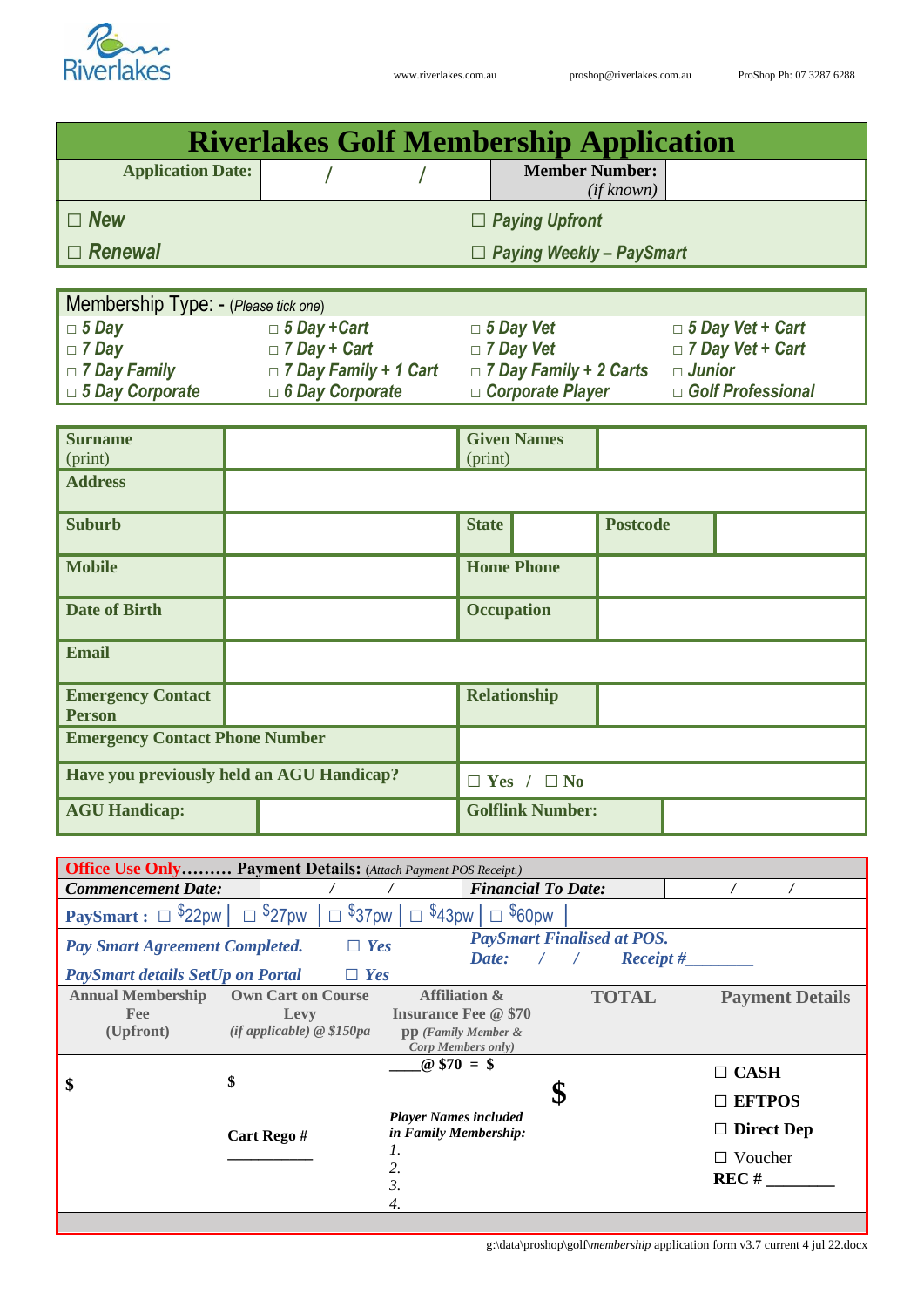Riverlakes

www.riverlakes.com.au proshop@riverlakes.com.au ProShop Ph: 07 3287 6288

# Riverlakes Golf Membership Application

| Application Date: | / / | Member Number: *(if known)* | |
|---|---|---|---|
| ☐ ***New*** | | ☐ ***Paying Upfront*** | |
| ☐ ***Renewal*** | | ☐ ***Paying Weekly – PaySmart*** | |

Membership Type: - (*Please tick one*)

| | | | |
|---|---|---|---|
| □ ***5 Day*** | □ ***5 Day +Cart*** | □ ***5 Day Vet*** | □ ***5 Day Vet + Cart*** |
| □ ***7 Day*** | □ ***7 Day + Cart*** | □ ***7 Day Vet*** | □ ***7 Day Vet + Cart*** |
| □ ***7 Day Family*** | □ ***7 Day Family + 1 Cart*** | □ ***7 Day Family + 2 Carts*** | □ ***Junior*** |
| □ ***5 Day Corporate*** | □ ***6 Day Corporate*** | □ ***Corporate Player*** | □ ***Golf Professional*** |

| | | | | | |
|---|---|---|---|---|---|
| **Surname** (print) | | **Given Names** (print) | | | |
| **Address** | | | | | |
| **Suburb** | | **State** | | **Postcode** | |
| **Mobile** | | **Home Phone** | | | |
| **Date of Birth** | | **Occupation** | | | |
| **Email** | | | | | |
| **Emergency Contact Person** | | **Relationship** | | | |
| **Emergency Contact Phone Number** | | | | | |
| **Have you previously held an AGU Handicap?** | | ☐ **Yes** / ☐ **No** | | | |
| **AGU Handicap:** | | **Golflink Number:** | | | |

**Office Use Only……… Payment Details:** (*Attach Payment POS Receipt.*)

| | | | | |
|---|---|---|---|---|
| ***Commencement Date:*** | / / | ***Financial To Date:*** | / / | |
| **PaySmart :** ☐ $22pw ☐ $27pw ☐ $37pw ☐ $43pw ☐ $60pw | | | | |
| ***Pay Smart Agreement Completed.*** ☐ ***Yes*** | | ***PaySmart Finalised at POS.*** ***Date:*** / / ***Receipt #________*** | | |
| ***PaySmart details SetUp on Portal*** ☐ ***Yes*** | | | | |
| **Annual Membership Fee (Upfront)** | **Own Cart on Course Levy** *(if applicable) @ $150pa* | **Affiliation & Insurance Fee @ $70 pp** ***(Family Member & Corp Members only)*** | **TOTAL** | **Payment Details** |
| **$** | **$** **Cart Rego #** ________ | ____**@ $70 = $** ***Player Names included in Family Membership:*** *1.* *2.* *3.* *4.* | **$** | ☐ **CASH** ☐ **EFTPOS** ☐ **Direct Dep** ☐ Voucher **REC # ________** |

g:\data\proshop\golf\*membership* application form v3.7 current 4 jul 22.docx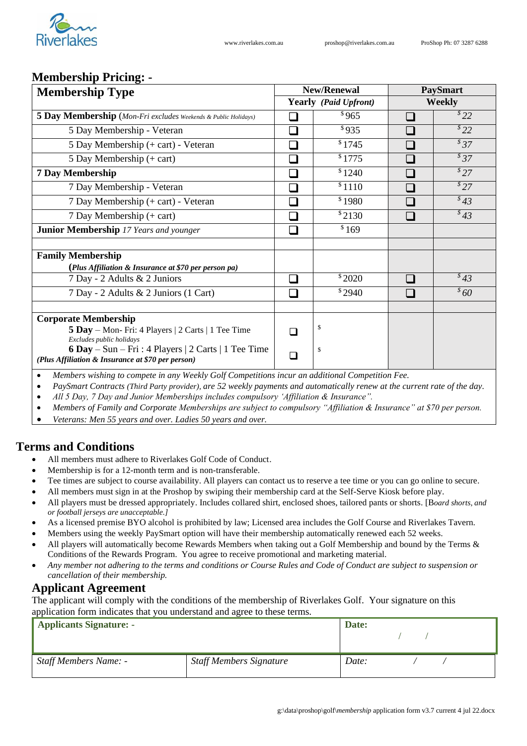## Membership Pricing: -

| Membership Type | New/Renewal | | PaySmart | |
|---|---|---|---|---|
| | Yearly *(Paid Upfront)* | | Weekly | |
| **5 Day Membership** (*Mon-Fri excludes Weekends & Public Holidays*) | ❑ | $965 | ❑ | $22 |
| 5 Day Membership - Veteran | ❑ | $935 | ❑ | $22 |
| 5 Day Membership (+ cart) - Veteran | ❑ | $1745 | ❑ | $37 |
| 5 Day Membership (+ cart) | ❑ | $1775 | ❑ | $37 |
| **7 Day Membership** | ❑ | $1240 | ❑ | $27 |
| 7 Day Membership - Veteran | ❑ | $1110 | ❑ | $27 |
| 7 Day Membership (+ cart) - Veteran | ❑ | $1980 | ❑ | $43 |
| 7 Day Membership (+ cart) | ❑ | $2130 | ❑ | $43 |
| **Junior Membership** *17 Years and younger* | ❑ | $169 | | |
| | | | | |
| **Family Membership** (***Plus Affiliation & Insurance at $70 per person pa***) | | | | |
| 7 Day - 2 Adults & 2 Juniors | ❑ | $2020 | ❑ | $43 |
| 7 Day - 2 Adults & 2 Juniors (1 Cart) | ❑ | $2940 | ❑ | $60 |
| | | | | |
| **Corporate Membership** **5 Day** – Mon- Fri: 4 Players \| 2 Carts \| 1 Tee Time *Excludes public holidays* | ❑ | $ | | |
| **6 Day** – Sun – Fri : 4 Players \| 2 Carts \| 1 Tee Time ***(Plus Affiliation & Insurance at $70 per person)*** | ❑ | $ | | |

- *Members wishing to compete in any Weekly Golf Competitions incur an additional Competition Fee.*
- *PaySmart Contracts (Third Party provider), are 52 weekly payments and automatically renew at the current rate of the day.*
- *All 5 Day, 7 Day and Junior Memberships includes compulsory 'Affiliation & Insurance".*
- *Members of Family and Corporate Memberships are subject to compulsory "Affiliation & Insurance" at $70 per person.*
- *Veterans: Men 55 years and over. Ladies 50 years and over.*

## Terms and Conditions

- All members must adhere to Riverlakes Golf Code of Conduct.
- Membership is for a 12-month term and is non-transferable.
- Tee times are subject to course availability. All players can contact us to reserve a tee time or you can go online to secure.
- All members must sign in at the Proshop by swiping their membership card at the Self-Serve Kiosk before play.
- All players must be dressed appropriately. Includes collared shirt, enclosed shoes, tailored pants or shorts. [B*oard shorts, and or football jerseys are unacceptable.]*
- As a licensed premise BYO alcohol is prohibited by law; Licensed area includes the Golf Course and Riverlakes Tavern.
- Members using the weekly PaySmart option will have their membership automatically renewed each 52 weeks.
- All players will automatically become Rewards Members when taking out a Golf Membership and bound by the Terms & Conditions of the Rewards Program. You agree to receive promotional and marketing material.
- *Any member not adhering to the terms and conditions or Course Rules and Code of Conduct are subject to suspension or cancellation of their membership.*

## Applicant Agreement

The applicant will comply with the conditions of the membership of Riverlakes Golf. Your signature on this application form indicates that you understand and agree to these terms.

| | | |
|---|---|---|
| **Applicants Signature: -** | | **Date:** / / |
| *Staff Members Name: -* | *Staff Members Signature* | *Date:* / / |

g:\data\proshop\golf\*membership* application form v3.7 current 4 jul 22.docx